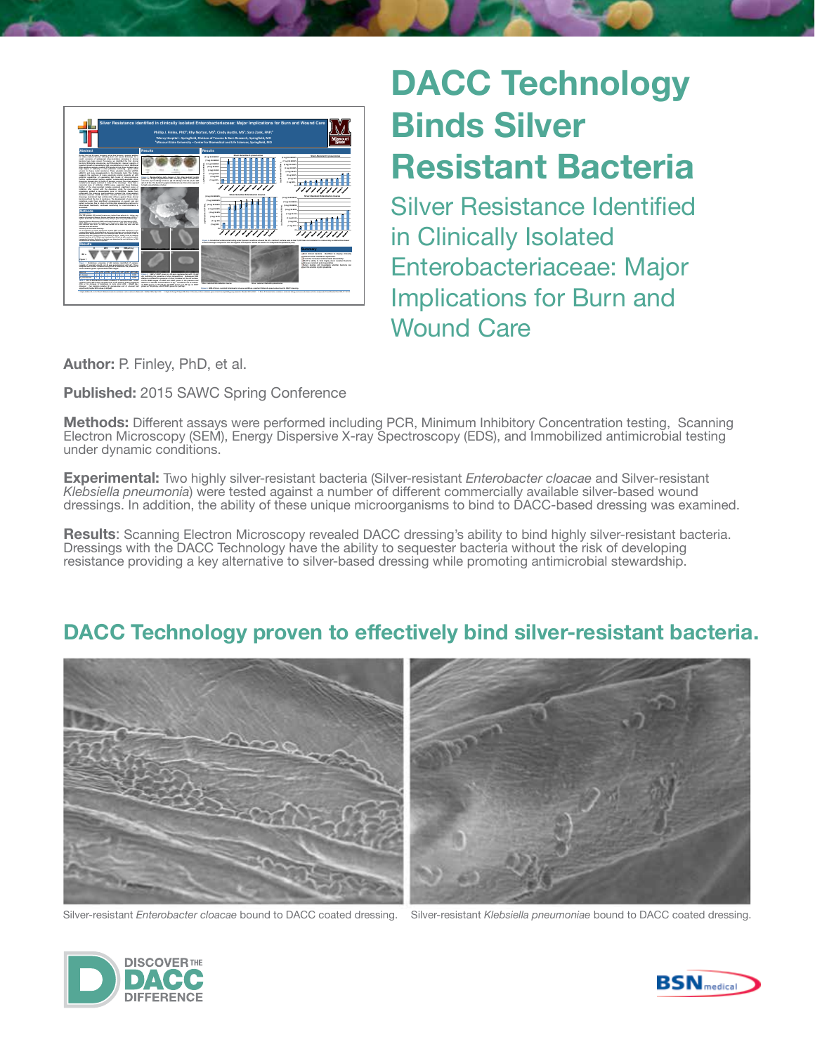# DACC Technology Binds Silver Resistant Bacteria

## Silver Resistance Identified in Clinically Isolated Enterobacteriaceae: Major Implications for Burn and Wound Care

**Author:** P. Finley, PhD, et al.

**Published:** 2015 SAWC Spring Conference

**Methods:** Different assays were performed including PCR, Minimum Inhibitory Concentration testing, Scanning Electron Microscopy (SEM), Energy Dispersive X-ray Spectroscopy (EDS), and Immobilized antimicrobial testing under dynamic conditions.

**Experimental:** Two highly silver-resistant bacteria (Silver-resistant *Enterobacter cloacae* and Silver-resistant *Klebsiella pneumonia*) were tested against a number of different commercially available silver-based wound dressings. In addition, the ability of these unique microorganisms to bind to DACC-based dressing was examined.

**Results**: Scanning Electron Microscopy revealed DACC dressing's ability to bind highly silver-resistant bacteria. Dressings with the DACC Technology have the ability to sequester bacteria without the risk of developing resistance providing a key alternative to silver-based dressing while promoting antimicrobial stewardship.

## DACC Technology proven to effectively bind silver-resistant bacteria.

Silver-resistant *Enterobacter cloacae* bound to DACC coated dressing.

Silver-resistant *Klebsiella pneumoniae* bound to DACC coated dressing.

DISCOVER THE DACC DIFFERENCE

BSN medical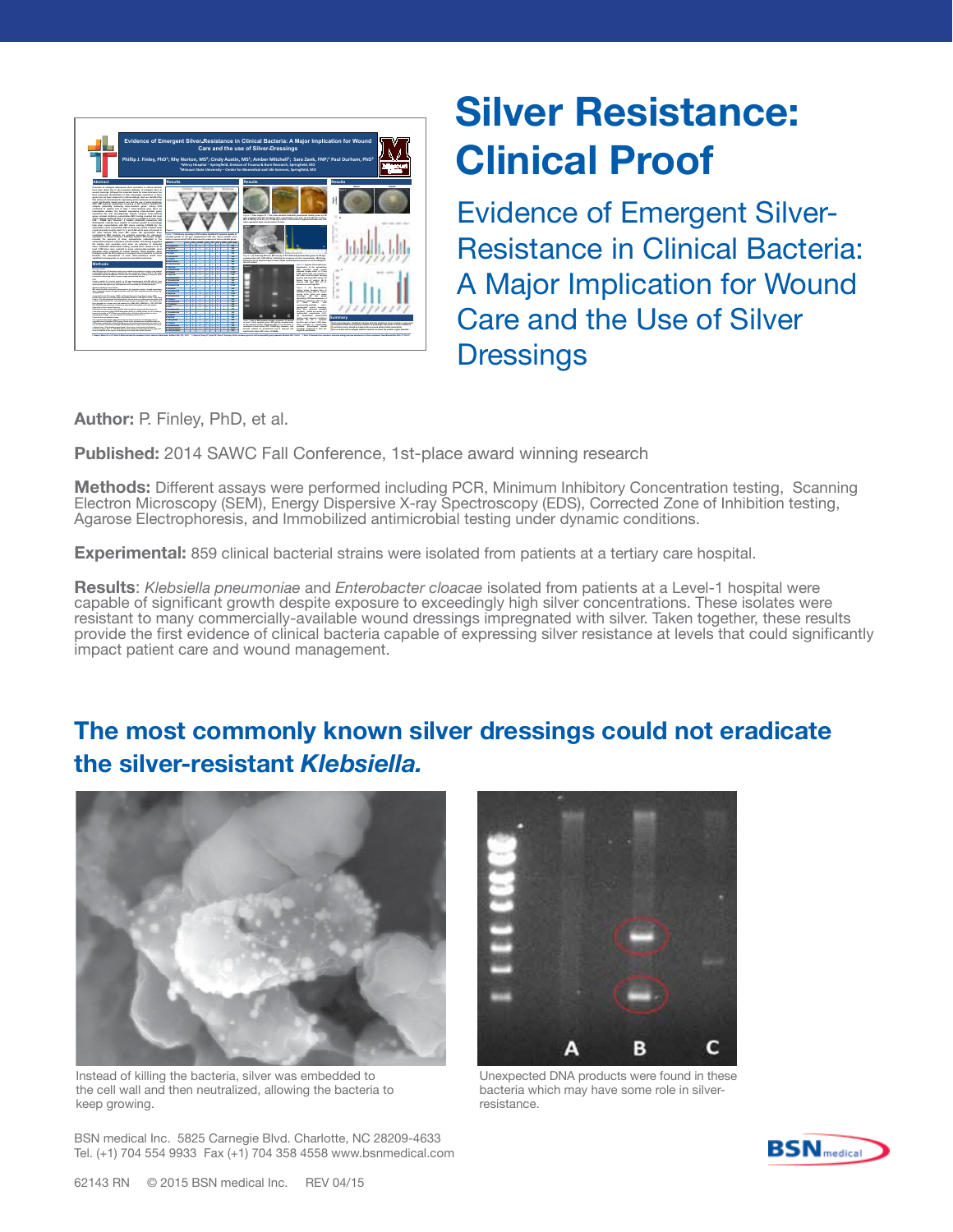# Silver Resistance: Clinical Proof

## Evidence of Emergent Silver-Resistance in Clinical Bacteria: A Major Implication for Wound Care and the Use of Silver Dressings

**Author:** P. Finley, PhD, et al.

**Published:** 2014 SAWC Fall Conference, 1st-place award winning research

**Methods:** Different assays were performed including PCR, Minimum Inhibitory Concentration testing, Scanning Electron Microscopy (SEM), Energy Dispersive X-ray Spectroscopy (EDS), Corrected Zone of Inhibition testing, Agarose Electrophoresis, and Immobilized antimicrobial testing under dynamic conditions.

**Experimental:** 859 clinical bacterial strains were isolated from patients at a tertiary care hospital.

**Results**: *Klebsiella pneumoniae* and *Enterobacter cloacae* isolated from patients at a Level-1 hospital were capable of significant growth despite exposure to exceedingly high silver concentrations. These isolates were resistant to many commercially-available wound dressings impregnated with silver. Taken together, these results provide the first evidence of clinical bacteria capable of expressing silver resistance at levels that could significantly impact patient care and wound management.

## The most commonly known silver dressings could not eradicate the silver-resistant *Klebsiella.*

Instead of killing the bacteria, silver was embedded to the cell wall and then neutralized, allowing the bacteria to keep growing.

A B C

Unexpected DNA products were found in these bacteria which may have some role in silver-resistance.

BSN medical Inc. 5825 Carnegie Blvd. Charlotte, NC 28209-4633
Tel. (+1) 704 554 9933 Fax (+1) 704 358 4558 www.bsnmedical.com

62143 RN © 2015 BSN medical Inc. REV 04/15